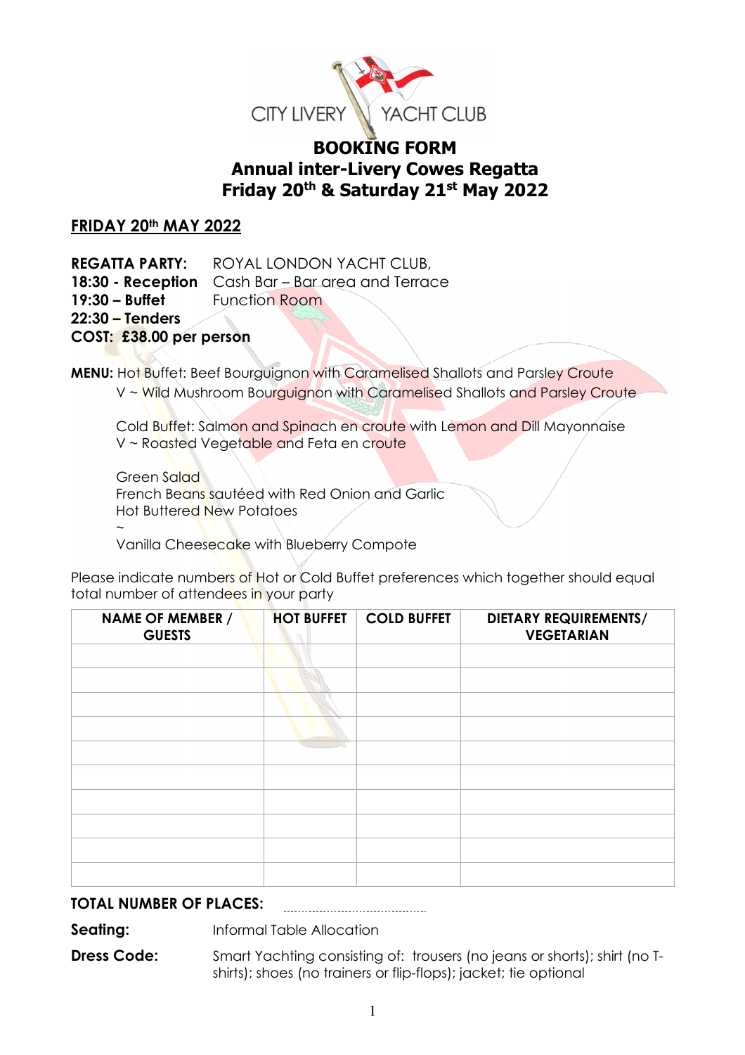CITY LIVERY YACHT CLUB

# BOOKING FORM
# Annual inter-Livery Cowes Regatta
# Friday 20th & Saturday 21st May 2022

## FRIDAY 20th MAY 2022

**REGATTA PARTY:** ROYAL LONDON YACHT CLUB,
**18:30 - Reception** Cash Bar – Bar area and Terrace
**19:30 – Buffet** Function Room
**22:30 – Tenders**
**COST: £38.00 per person**

**MENU:** Hot Buffet: Beef Bourguignon with Caramelised Shallots and Parsley Croute
V ~ Wild Mushroom Bourguignon with Caramelised Shallots and Parsley Croute

Cold Buffet: Salmon and Spinach en croute with Lemon and Dill Mayonnaise
V ~ Roasted Vegetable and Feta en croute

Green Salad
French Beans sautéed with Red Onion and Garlic
Hot Buttered New Potatoes
~
Vanilla Cheesecake with Blueberry Compote

Please indicate numbers of Hot or Cold Buffet preferences which together should equal total number of attendees in your party

| NAME OF MEMBER / GUESTS | HOT BUFFET | COLD BUFFET | DIETARY REQUIREMENTS/ VEGETARIAN |
|---|---|---|---|
| | | | |
| | | | |
| | | | |
| | | | |
| | | | |
| | | | |
| | | | |
| | | | |
| | | | |
| | | | |

**TOTAL NUMBER OF PLACES:** ..............................

**Seating:** Informal Table Allocation

**Dress Code:** Smart Yachting consisting of: trousers (no jeans or shorts); shirt (no T-shirts); shoes (no trainers or flip-flops); jacket; tie optional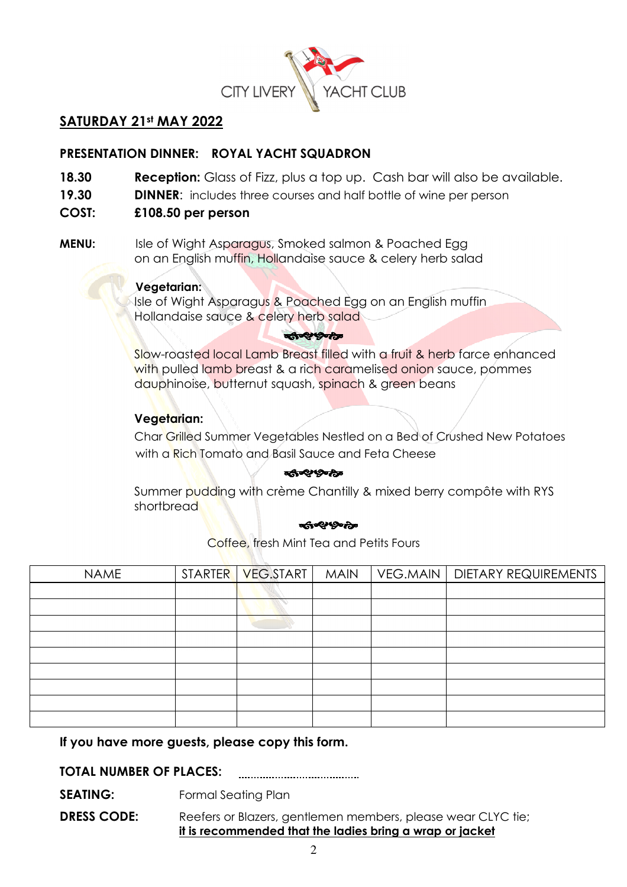CITY LIVERY YACHT CLUB

## SATURDAY 21st MAY 2022

### PRESENTATION DINNER: ROYAL YACHT SQUADRON

**18.30** **Reception:** Glass of Fizz, plus a top up. Cash bar will also be available.

**19.30** **DINNER**: includes three courses and half bottle of wine per person

**COST:** **£108.50 per person**

**MENU:** Isle of Wight Asparagus, Smoked salmon & Poached Egg on an English muffin, Hollandaise sauce & celery herb salad

**Vegetarian:**
Isle of Wight Asparagus & Poached Egg on an English muffin Hollandaise sauce & celery herb salad

Slow-roasted local Lamb Breast filled with a fruit & herb farce enhanced with pulled lamb breast & a rich caramelised onion sauce, pommes dauphinoise, butternut squash, spinach & green beans

**Vegetarian:**
Char Grilled Summer Vegetables Nestled on a Bed of Crushed New Potatoes with a Rich Tomato and Basil Sauce and Feta Cheese

Summer pudding with crème Chantilly & mixed berry compôte with RYS shortbread

Coffee, fresh Mint Tea and Petits Fours

| NAME | STARTER | VEG.START | MAIN | VEG.MAIN | DIETARY REQUIREMENTS |
|---|---|---|---|---|---|
| | | | | | |
| | | | | | |
| | | | | | |
| | | | | | |
| | | | | | |
| | | | | | |
| | | | | | |
| | | | | | |
| | | | | | |

**If you have more guests, please copy this form.**

**TOTAL NUMBER OF PLACES:** ........................................

**SEATING:** Formal Seating Plan

**DRESS CODE:** Reefers or Blazers, gentlemen members, please wear CLYC tie; **it is recommended that the ladies bring a wrap or jacket**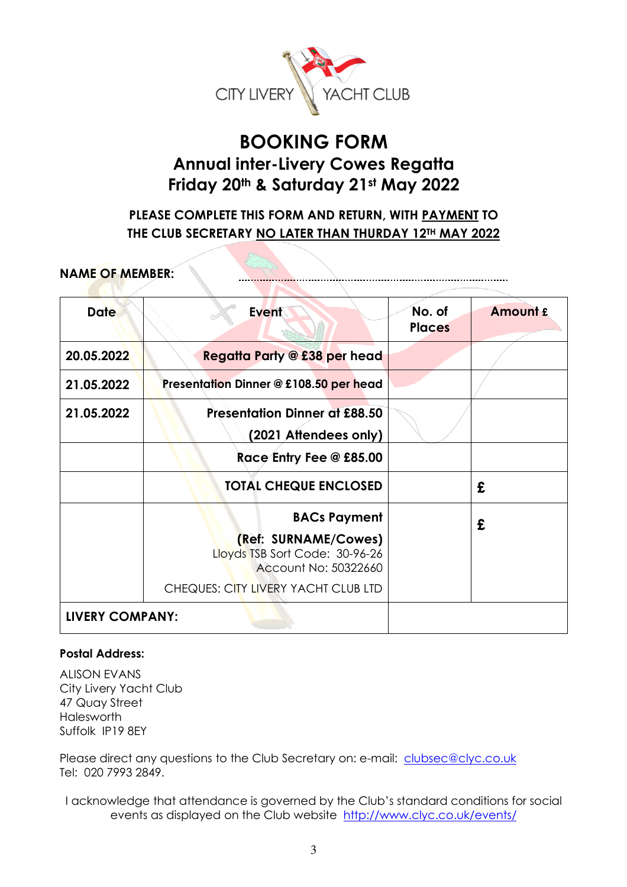CITY LIVERY YACHT CLUB

# BOOKING FORM

## Annual inter-Livery Cowes Regatta
## Friday 20th & Saturday 21st May 2022

**PLEASE COMPLETE THIS FORM AND RETURN, WITH PAYMENT TO THE CLUB SECRETARY NO LATER THAN THURDAY 12TH MAY 2022**

**NAME OF MEMBER:** ..........................................................................................

| Date | Event | No. of Places | Amount £ |
|---|---|---|---|
| **20.05.2022** | **Regatta Party @ £38 per head** | | |
| **21.05.2022** | **Presentation Dinner @ £108.50 per head** | | |
| **21.05.2022** | **Presentation Dinner at £88.50 (2021 Attendees only)** | | |
| | **Race Entry Fee @ £85.00** | | |
| | **TOTAL CHEQUE ENCLOSED** | | **£** |
| | **BACs Payment (Ref: SURNAME/Cowes)** Lloyds TSB Sort Code: 30-96-26 Account No: 50322660 CHEQUES: CITY LIVERY YACHT CLUB LTD | | **£** |
| **LIVERY COMPANY:** | | | |

**Postal Address:**

ALISON EVANS  
City Livery Yacht Club  
47 Quay Street  
Halesworth  
Suffolk IP19 8EY

Please direct any questions to the Club Secretary on: e-mail: clubsec@clyc.co.uk  
Tel: 020 7993 2849.

I acknowledge that attendance is governed by the Club's standard conditions for social events as displayed on the Club website http://www.clyc.co.uk/events/